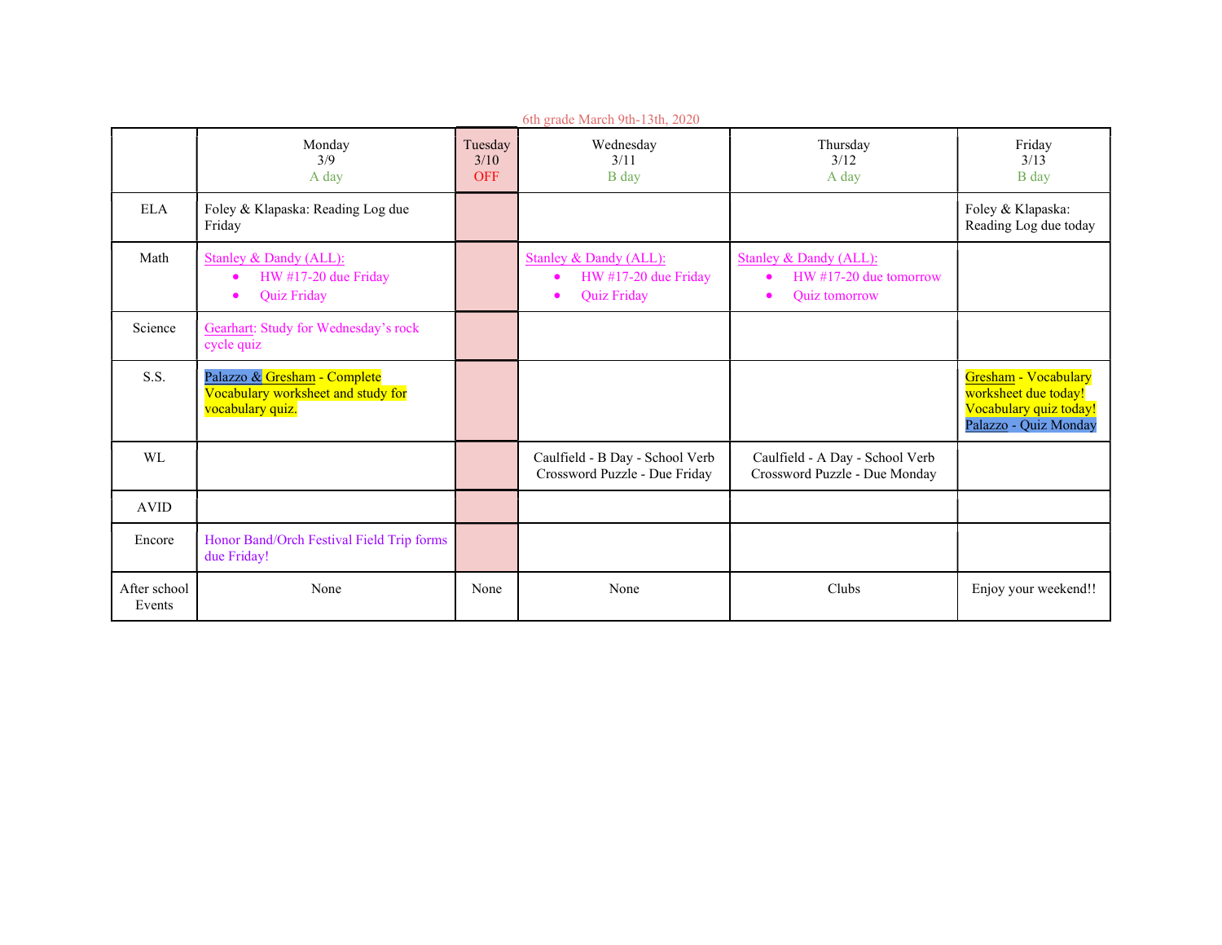6th grade March 9th-13th, 2020

| | Monday 3/9 A day | Tuesday 3/10 OFF | Wednesday 3/11 B day | Thursday 3/12 A day | Friday 3/13 B day |
|---|---|---|---|---|---|
| ELA | Foley & Klapaska: Reading Log due Friday | | | | Foley & Klapaska: Reading Log due today |
| Math | Stanley & Dandy (ALL): <br>• HW #17-20 due Friday <br>• Quiz Friday | | Stanley & Dandy (ALL): <br>• HW #17-20 due Friday <br>• Quiz Friday | Stanley & Dandy (ALL): <br>• HW #17-20 due tomorrow <br>• Quiz tomorrow | |
| Science | Gearhart: Study for Wednesday's rock cycle quiz | | | | |
| S.S. | Palazzo & Gresham - Complete Vocabulary worksheet and study for vocabulary quiz. | | | | Gresham - Vocabulary worksheet due today! Vocabulary quiz today! Palazzo - Quiz Monday |
| WL | | | Caulfield - B Day - School Verb Crossword Puzzle - Due Friday | Caulfield - A Day - School Verb Crossword Puzzle - Due Monday | |
| AVID | | | | | |
| Encore | Honor Band/Orch Festival Field Trip forms due Friday! | | | | |
| After school Events | None | None | None | Clubs | Enjoy your weekend!! |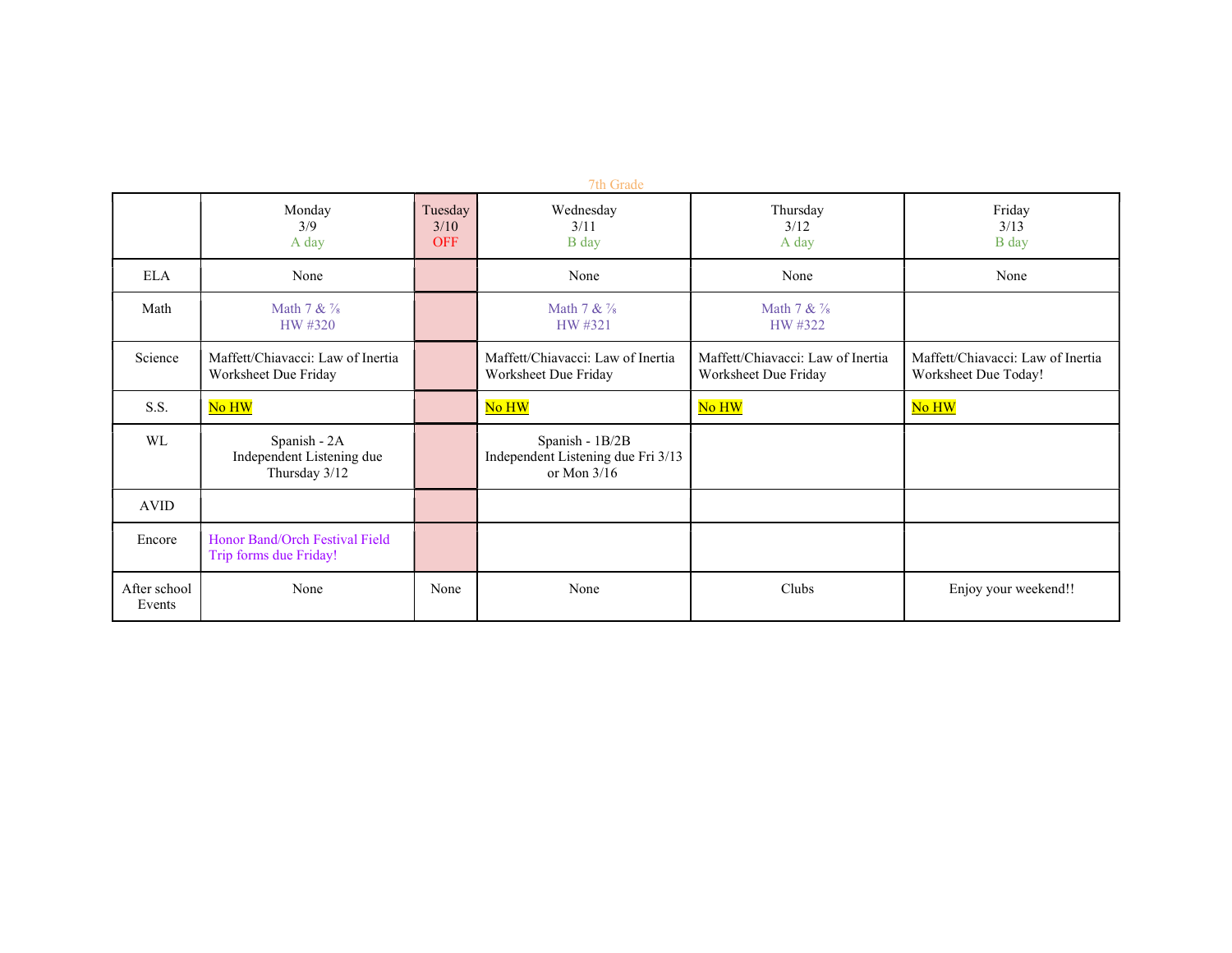7th Grade

| | Monday 3/9 A day | Tuesday 3/10 OFF | Wednesday 3/11 B day | Thursday 3/12 A day | Friday 3/13 B day |
|---|---|---|---|---|---|
| ELA | None | | None | None | None |
| Math | Math 7 & 7/8 HW #320 | | Math 7 & 7/8 HW #321 | Math 7 & 7/8 HW #322 | |
| Science | Maffett/Chiavacci: Law of Inertia Worksheet Due Friday | | Maffett/Chiavacci: Law of Inertia Worksheet Due Friday | Maffett/Chiavacci: Law of Inertia Worksheet Due Friday | Maffett/Chiavacci: Law of Inertia Worksheet Due Today! |
| S.S. | No HW | | No HW | No HW | No HW |
| WL | Spanish - 2A Independent Listening due Thursday 3/12 | | Spanish - 1B/2B Independent Listening due Fri 3/13 or Mon 3/16 | | |
| AVID | | | | | |
| Encore | Honor Band/Orch Festival Field Trip forms due Friday! | | | | |
| After school Events | None | None | None | Clubs | Enjoy your weekend!! |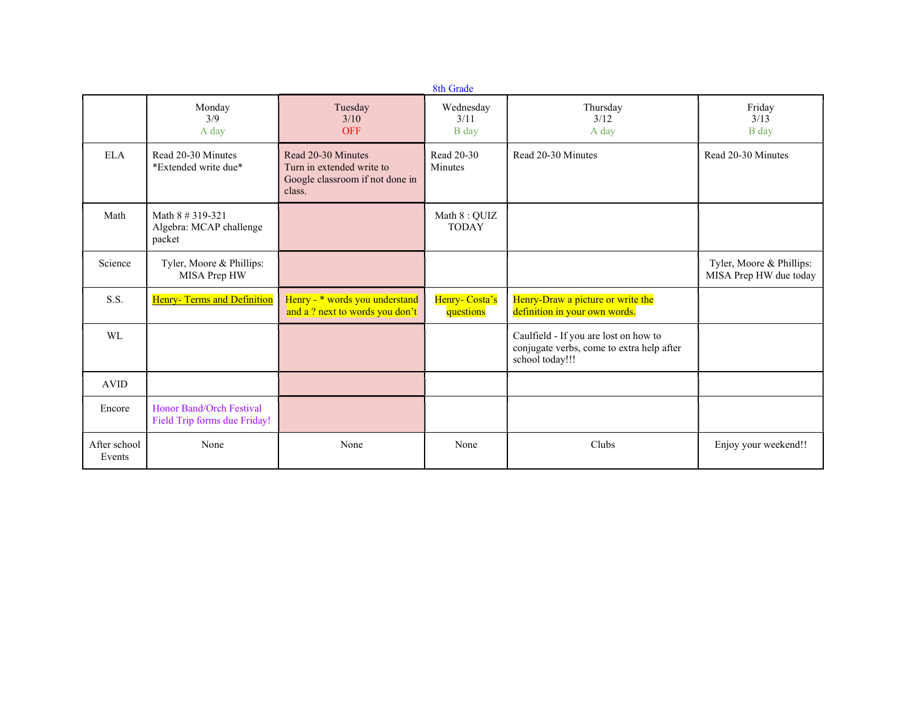8th Grade

| | Monday 3/9 A day | Tuesday 3/10 OFF | Wednesday 3/11 B day | Thursday 3/12 A day | Friday 3/13 B day |
|---|---|---|---|---|---|
| ELA | Read 20-30 Minutes *Extended write due* | Read 20-30 Minutes Turn in extended write to Google classroom if not done in class. | Read 20-30 Minutes | Read 20-30 Minutes | Read 20-30 Minutes |
| Math | Math 8 # 319-321 Algebra: MCAP challenge packet | | Math 8 : QUIZ TODAY | | |
| Science | Tyler, Moore & Phillips: MISA Prep HW | | | | Tyler, Moore & Phillips: MISA Prep HW due today |
| S.S. | Henry- Terms and Definition | Henry - * words you understand and a ? next to words you don't | Henry- Costa's questions | Henry-Draw a picture or write the definition in your own words. | |
| WL | | | | Caulfield - If you are lost on how to conjugate verbs, come to extra help after school today!!! | |
| AVID | | | | | |
| Encore | Honor Band/Orch Festival Field Trip forms due Friday! | | | | |
| After school Events | None | None | None | Clubs | Enjoy your weekend!! |